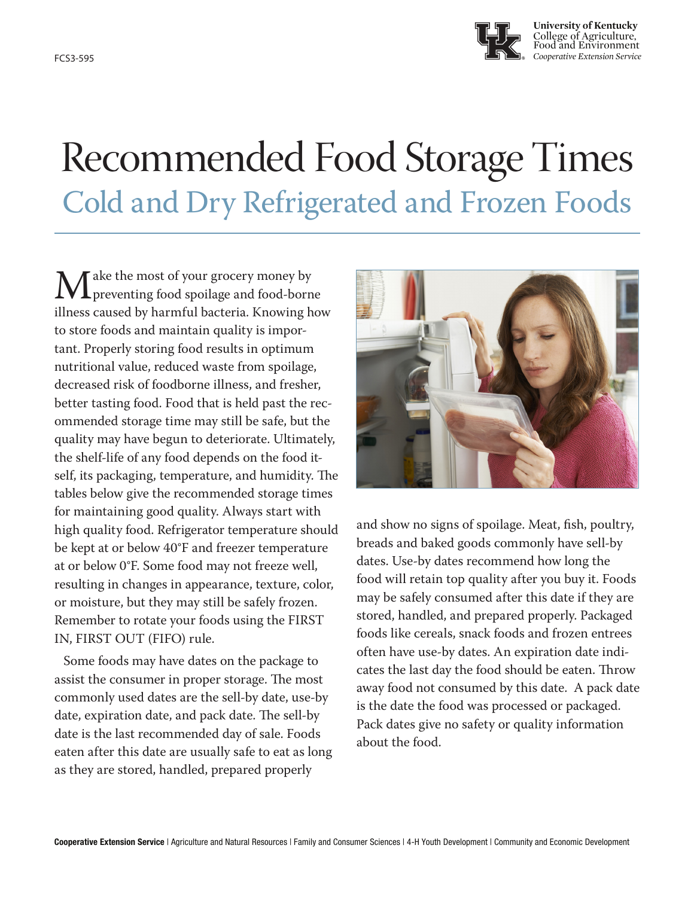FCS3-595

University of Kentucky
College of Agriculture, Food and Environment
*Cooperative Extension Service*

# Recommended Food Storage Times

## Cold and Dry Refrigerated and Frozen Foods

Make the most of your grocery money by preventing food spoilage and food-borne illness caused by harmful bacteria. Knowing how to store foods and maintain quality is important. Properly storing food results in optimum nutritional value, reduced waste from spoilage, decreased risk of foodborne illness, and fresher, better tasting food. Food that is held past the recommended storage time may still be safe, but the quality may have begun to deteriorate. Ultimately, the shelf-life of any food depends on the food itself, its packaging, temperature, and humidity. The tables below give the recommended storage times for maintaining good quality. Always start with high quality food. Refrigerator temperature should be kept at or below 40°F and freezer temperature at or below 0°F. Some food may not freeze well, resulting in changes in appearance, texture, color, or moisture, but they may still be safely frozen. Remember to rotate your foods using the FIRST IN, FIRST OUT (FIFO) rule.

Some foods may have dates on the package to assist the consumer in proper storage. The most commonly used dates are the sell-by date, use-by date, expiration date, and pack date. The sell-by date is the last recommended day of sale. Foods eaten after this date are usually safe to eat as long as they are stored, handled, prepared properly and show no signs of spoilage. Meat, fish, poultry, breads and baked goods commonly have sell-by dates. Use-by dates recommend how long the food will retain top quality after you buy it. Foods may be safely consumed after this date if they are stored, handled, and prepared properly. Packaged foods like cereals, snack foods and frozen entrees often have use-by dates. An expiration date indicates the last day the food should be eaten. Throw away food not consumed by this date. A pack date is the date the food was processed or packaged. Pack dates give no safety or quality information about the food.

**Cooperative Extension Service** | Agriculture and Natural Resources | Family and Consumer Sciences | 4-H Youth Development | Community and Economic Development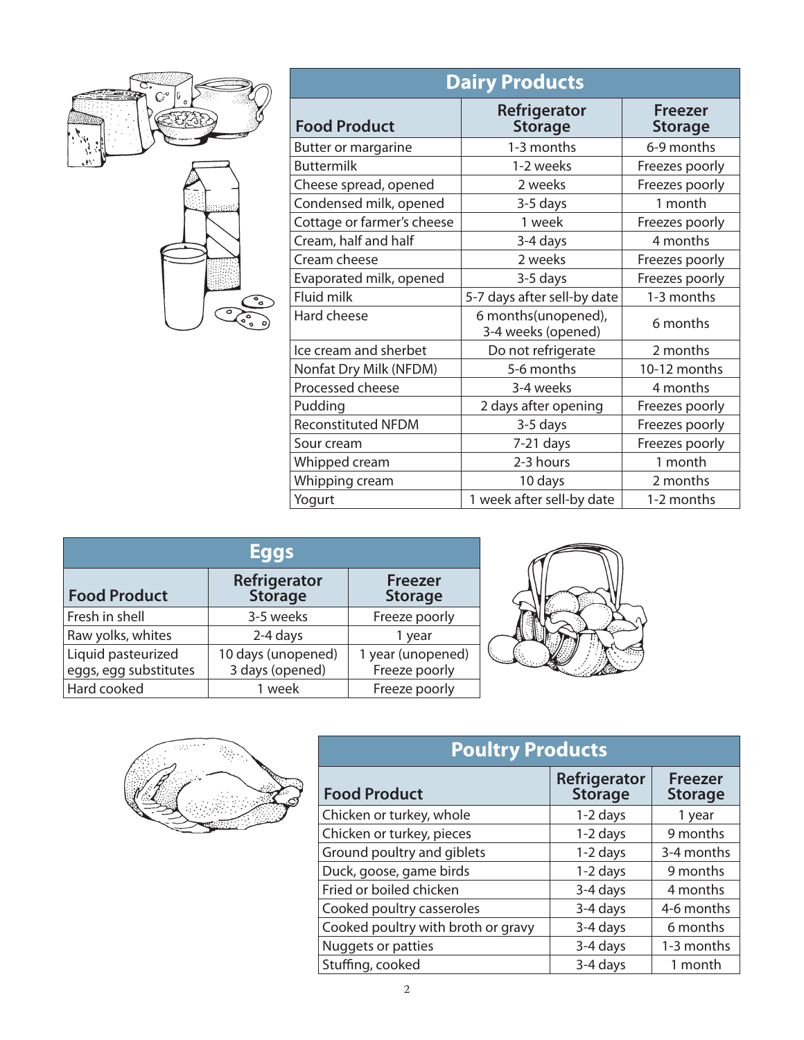## Dairy Products

| Food Product | Refrigerator Storage | Freezer Storage |
|---|---|---|
| Butter or margarine | 1-3 months | 6-9 months |
| Buttermilk | 1-2 weeks | Freezes poorly |
| Cheese spread, opened | 2 weeks | Freezes poorly |
| Condensed milk, opened | 3-5 days | 1 month |
| Cottage or farmer's cheese | 1 week | Freezes poorly |
| Cream, half and half | 3-4 days | 4 months |
| Cream cheese | 2 weeks | Freezes poorly |
| Evaporated milk, opened | 3-5 days | Freezes poorly |
| Fluid milk | 5-7 days after sell-by date | 1-3 months |
| Hard cheese | 6 months(unopened), 3-4 weeks (opened) | 6 months |
| Ice cream and sherbet | Do not refrigerate | 2 months |
| Nonfat Dry Milk (NFDM) | 5-6 months | 10-12 months |
| Processed cheese | 3-4 weeks | 4 months |
| Pudding | 2 days after opening | Freezes poorly |
| Reconstituted NFDM | 3-5 days | Freezes poorly |
| Sour cream | 7-21 days | Freezes poorly |
| Whipped cream | 2-3 hours | 1 month |
| Whipping cream | 10 days | 2 months |
| Yogurt | 1 week after sell-by date | 1-2 months |

## Eggs

| Food Product | Refrigerator Storage | Freezer Storage |
|---|---|---|
| Fresh in shell | 3-5 weeks | Freeze poorly |
| Raw yolks, whites | 2-4 days | 1 year |
| Liquid pasteurized eggs, egg substitutes | 10 days (unopened) 3 days (opened) | 1 year (unopened) Freeze poorly |
| Hard cooked | 1 week | Freeze poorly |

## Poultry Products

| Food Product | Refrigerator Storage | Freezer Storage |
|---|---|---|
| Chicken or turkey, whole | 1-2 days | 1 year |
| Chicken or turkey, pieces | 1-2 days | 9 months |
| Ground poultry and giblets | 1-2 days | 3-4 months |
| Duck, goose, game birds | 1-2 days | 9 months |
| Fried or boiled chicken | 3-4 days | 4 months |
| Cooked poultry casseroles | 3-4 days | 4-6 months |
| Cooked poultry with broth or gravy | 3-4 days | 6 months |
| Nuggets or patties | 3-4 days | 1-3 months |
| Stuffing, cooked | 3-4 days | 1 month |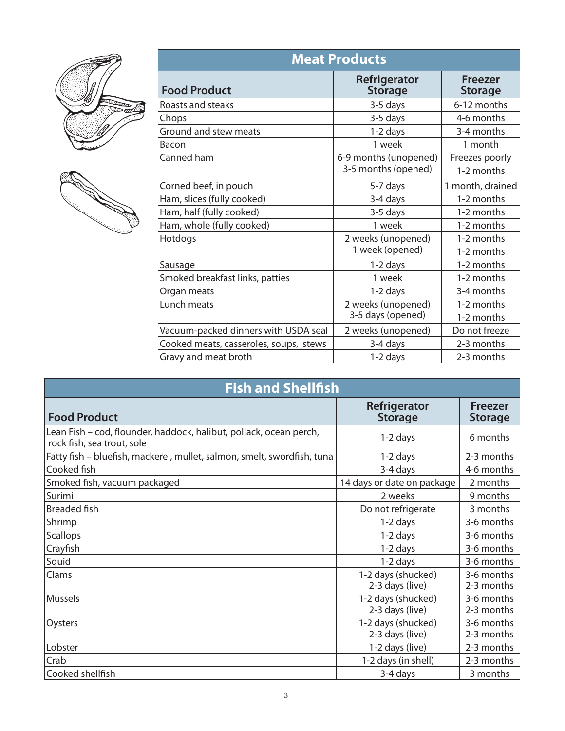## Meat Products

| Food Product | Refrigerator Storage | Freezer Storage |
|---|---|---|
| Roasts and steaks | 3-5 days | 6-12 months |
| Chops | 3-5 days | 4-6 months |
| Ground and stew meats | 1-2 days | 3-4 months |
| Bacon | 1 week | 1 month |
| Canned ham | 6-9 months (unopened)<br>3-5 months (opened) | Freezes poorly<br>1-2 months |
| Corned beef, in pouch | 5-7 days | 1 month, drained |
| Ham, slices (fully cooked) | 3-4 days | 1-2 months |
| Ham, half (fully cooked) | 3-5 days | 1-2 months |
| Ham, whole (fully cooked) | 1 week | 1-2 months |
| Hotdogs | 2 weeks (unopened)<br>1 week (opened) | 1-2 months<br>1-2 months |
| Sausage | 1-2 days | 1-2 months |
| Smoked breakfast links, patties | 1 week | 1-2 months |
| Organ meats | 1-2 days | 3-4 months |
| Lunch meats | 2 weeks (unopened)<br>3-5 days (opened) | 1-2 months<br>1-2 months |
| Vacuum-packed dinners with USDA seal | 2 weeks (unopened) | Do not freeze |
| Cooked meats, casseroles, soups, stews | 3-4 days | 2-3 months |
| Gravy and meat broth | 1-2 days | 2-3 months |

## Fish and Shellfish

| Food Product | Refrigerator Storage | Freezer Storage |
|---|---|---|
| Lean Fish – cod, flounder, haddock, halibut, pollack, ocean perch, rock fish, sea trout, sole | 1-2 days | 6 months |
| Fatty fish – bluefish, mackerel, mullet, salmon, smelt, swordfish, tuna | 1-2 days | 2-3 months |
| Cooked fish | 3-4 days | 4-6 months |
| Smoked fish, vacuum packaged | 14 days or date on package | 2 months |
| Surimi | 2 weeks | 9 months |
| Breaded fish | Do not refrigerate | 3 months |
| Shrimp | 1-2 days | 3-6 months |
| Scallops | 1-2 days | 3-6 months |
| Crayfish | 1-2 days | 3-6 months |
| Squid | 1-2 days | 3-6 months |
| Clams | 1-2 days (shucked)<br>2-3 days (live) | 3-6 months<br>2-3 months |
| Mussels | 1-2 days (shucked)<br>2-3 days (live) | 3-6 months<br>2-3 months |
| Oysters | 1-2 days (shucked)<br>2-3 days (live) | 3-6 months<br>2-3 months |
| Lobster | 1-2 days (live) | 2-3 months |
| Crab | 1-2 days (in shell) | 2-3 months |
| Cooked shellfish | 3-4 days | 3 months |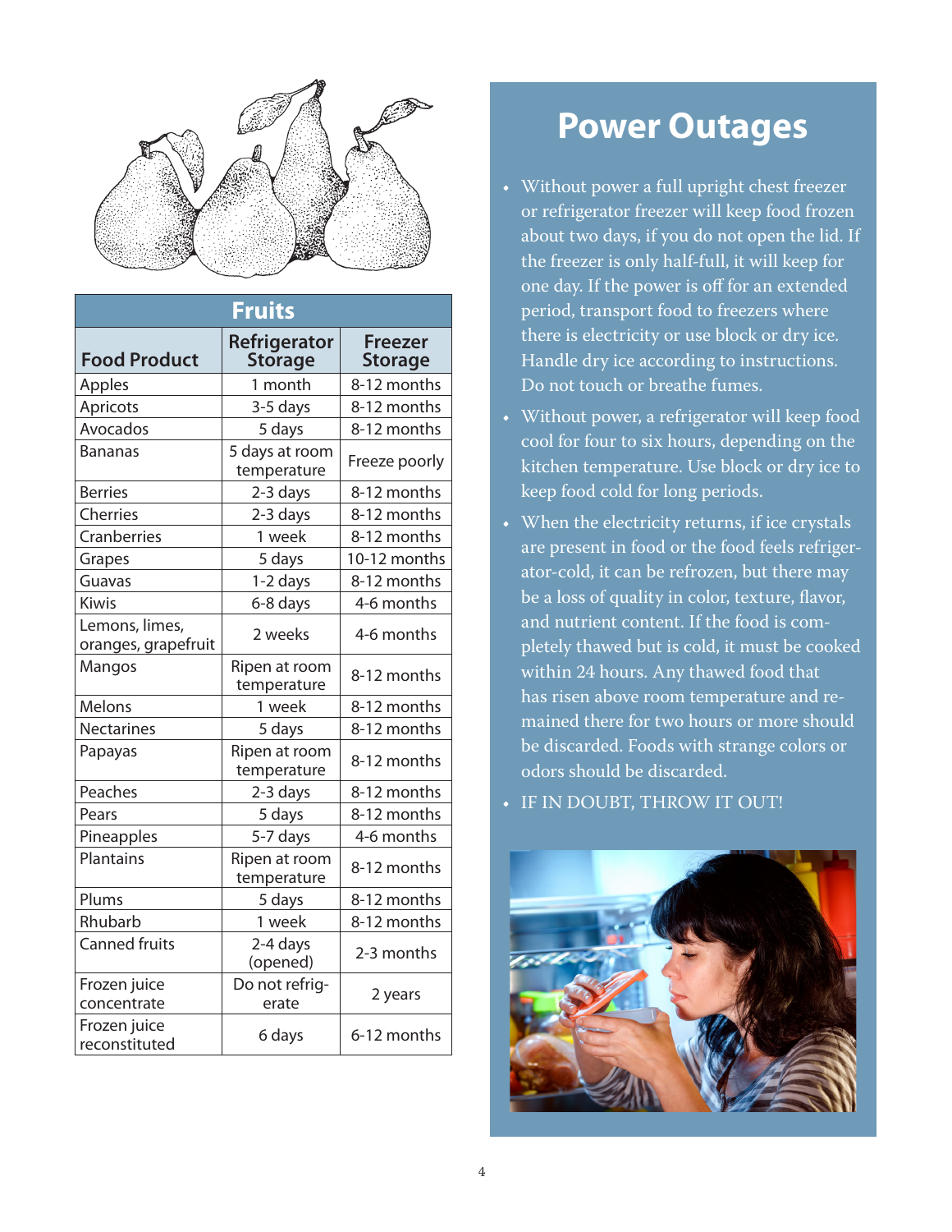## Fruits

| Food Product | Refrigerator Storage | Freezer Storage |
|---|---|---|
| Apples | 1 month | 8-12 months |
| Apricots | 3-5 days | 8-12 months |
| Avocados | 5 days | 8-12 months |
| Bananas | 5 days at room temperature | Freeze poorly |
| Berries | 2-3 days | 8-12 months |
| Cherries | 2-3 days | 8-12 months |
| Cranberries | 1 week | 8-12 months |
| Grapes | 5 days | 10-12 months |
| Guavas | 1-2 days | 8-12 months |
| Kiwis | 6-8 days | 4-6 months |
| Lemons, limes, oranges, grapefruit | 2 weeks | 4-6 months |
| Mangos | Ripen at room temperature | 8-12 months |
| Melons | 1 week | 8-12 months |
| Nectarines | 5 days | 8-12 months |
| Papayas | Ripen at room temperature | 8-12 months |
| Peaches | 2-3 days | 8-12 months |
| Pears | 5 days | 8-12 months |
| Pineapples | 5-7 days | 4-6 months |
| Plantains | Ripen at room temperature | 8-12 months |
| Plums | 5 days | 8-12 months |
| Rhubarb | 1 week | 8-12 months |
| Canned fruits | 2-4 days (opened) | 2-3 months |
| Frozen juice concentrate | Do not refrigerate | 2 years |
| Frozen juice reconstituted | 6 days | 6-12 months |

## Power Outages

- Without power a full upright chest freezer or refrigerator freezer will keep food frozen about two days, if you do not open the lid. If the freezer is only half-full, it will keep for one day. If the power is off for an extended period, transport food to freezers where there is electricity or use block or dry ice. Handle dry ice according to instructions. Do not touch or breathe fumes.
- Without power, a refrigerator will keep food cool for four to six hours, depending on the kitchen temperature. Use block or dry ice to keep food cold for long periods.
- When the electricity returns, if ice crystals are present in food or the food feels refrigerator-cold, it can be refrozen, but there may be a loss of quality in color, texture, flavor, and nutrient content. If the food is completely thawed but is cold, it must be cooked within 24 hours. Any thawed food that has risen above room temperature and remained there for two hours or more should be discarded. Foods with strange colors or odors should be discarded.
- IF IN DOUBT, THROW IT OUT!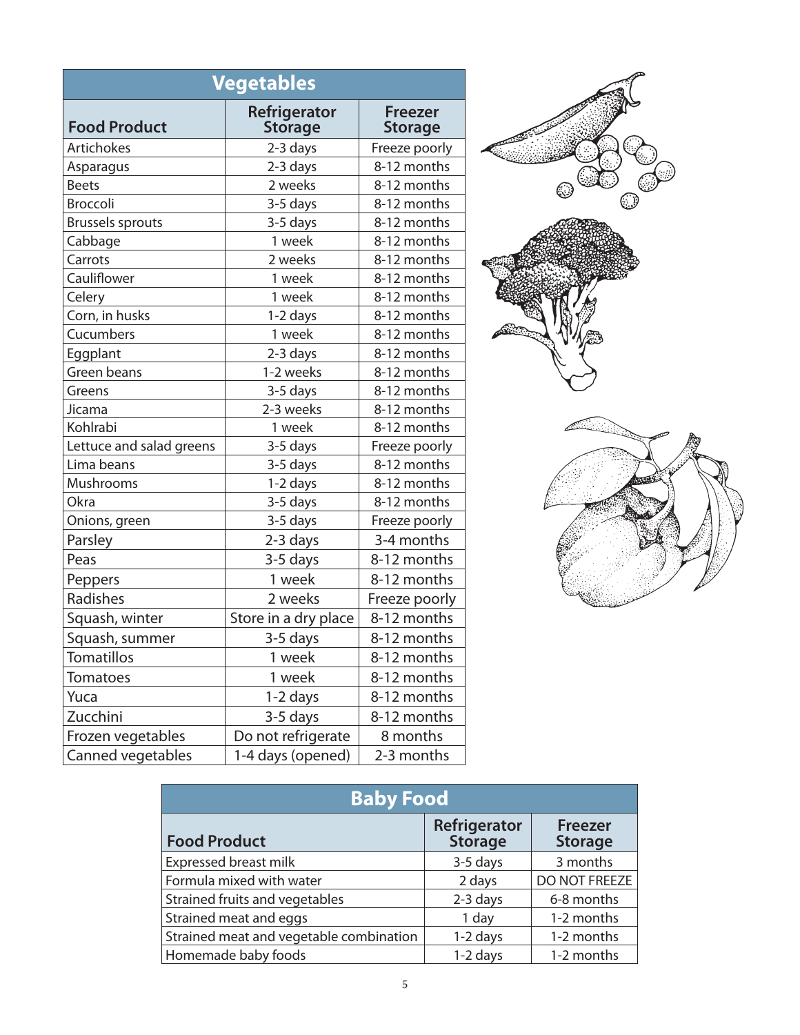## Vegetables

| Food Product | Refrigerator Storage | Freezer Storage |
|---|---|---|
| Artichokes | 2-3 days | Freeze poorly |
| Asparagus | 2-3 days | 8-12 months |
| Beets | 2 weeks | 8-12 months |
| Broccoli | 3-5 days | 8-12 months |
| Brussels sprouts | 3-5 days | 8-12 months |
| Cabbage | 1 week | 8-12 months |
| Carrots | 2 weeks | 8-12 months |
| Cauliflower | 1 week | 8-12 months |
| Celery | 1 week | 8-12 months |
| Corn, in husks | 1-2 days | 8-12 months |
| Cucumbers | 1 week | 8-12 months |
| Eggplant | 2-3 days | 8-12 months |
| Green beans | 1-2 weeks | 8-12 months |
| Greens | 3-5 days | 8-12 months |
| Jicama | 2-3 weeks | 8-12 months |
| Kohlrabi | 1 week | 8-12 months |
| Lettuce and salad greens | 3-5 days | Freeze poorly |
| Lima beans | 3-5 days | 8-12 months |
| Mushrooms | 1-2 days | 8-12 months |
| Okra | 3-5 days | 8-12 months |
| Onions, green | 3-5 days | Freeze poorly |
| Parsley | 2-3 days | 3-4 months |
| Peas | 3-5 days | 8-12 months |
| Peppers | 1 week | 8-12 months |
| Radishes | 2 weeks | Freeze poorly |
| Squash, winter | Store in a dry place | 8-12 months |
| Squash, summer | 3-5 days | 8-12 months |
| Tomatillos | 1 week | 8-12 months |
| Tomatoes | 1 week | 8-12 months |
| Yuca | 1-2 days | 8-12 months |
| Zucchini | 3-5 days | 8-12 months |
| Frozen vegetables | Do not refrigerate | 8 months |
| Canned vegetables | 1-4 days (opened) | 2-3 months |

## Baby Food

| Food Product | Refrigerator Storage | Freezer Storage |
|---|---|---|
| Expressed breast milk | 3-5 days | 3 months |
| Formula mixed with water | 2 days | DO NOT FREEZE |
| Strained fruits and vegetables | 2-3 days | 6-8 months |
| Strained meat and eggs | 1 day | 1-2 months |
| Strained meat and vegetable combination | 1-2 days | 1-2 months |
| Homemade baby foods | 1-2 days | 1-2 months |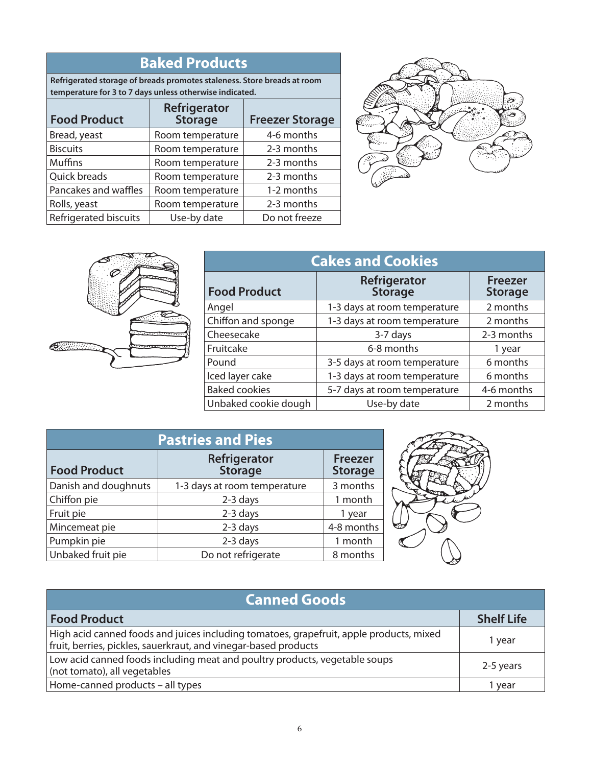## Baked Products

Refrigerated storage of breads promotes staleness. Store breads at room temperature for 3 to 7 days unless otherwise indicated.

| Food Product | Refrigerator Storage | Freezer Storage |
|---|---|---|
| Bread, yeast | Room temperature | 4-6 months |
| Biscuits | Room temperature | 2-3 months |
| Muffins | Room temperature | 2-3 months |
| Quick breads | Room temperature | 2-3 months |
| Pancakes and waffles | Room temperature | 1-2 months |
| Rolls, yeast | Room temperature | 2-3 months |
| Refrigerated biscuits | Use-by date | Do not freeze |

## Cakes and Cookies

| Food Product | Refrigerator Storage | Freezer Storage |
|---|---|---|
| Angel | 1-3 days at room temperature | 2 months |
| Chiffon and sponge | 1-3 days at room temperature | 2 months |
| Cheesecake | 3-7 days | 2-3 months |
| Fruitcake | 6-8 months | 1 year |
| Pound | 3-5 days at room temperature | 6 months |
| Iced layer cake | 1-3 days at room temperature | 6 months |
| Baked cookies | 5-7 days at room temperature | 4-6 months |
| Unbaked cookie dough | Use-by date | 2 months |

## Pastries and Pies

| Food Product | Refrigerator Storage | Freezer Storage |
|---|---|---|
| Danish and doughnuts | 1-3 days at room temperature | 3 months |
| Chiffon pie | 2-3 days | 1 month |
| Fruit pie | 2-3 days | 1 year |
| Mincemeat pie | 2-3 days | 4-8 months |
| Pumpkin pie | 2-3 days | 1 month |
| Unbaked fruit pie | Do not refrigerate | 8 months |

## Canned Goods

| Food Product | Shelf Life |
|---|---|
| High acid canned foods and juices including tomatoes, grapefruit, apple products, mixed fruit, berries, pickles, sauerkraut, and vinegar-based products | 1 year |
| Low acid canned foods including meat and poultry products, vegetable soups (not tomato), all vegetables | 2-5 years |
| Home-canned products – all types | 1 year |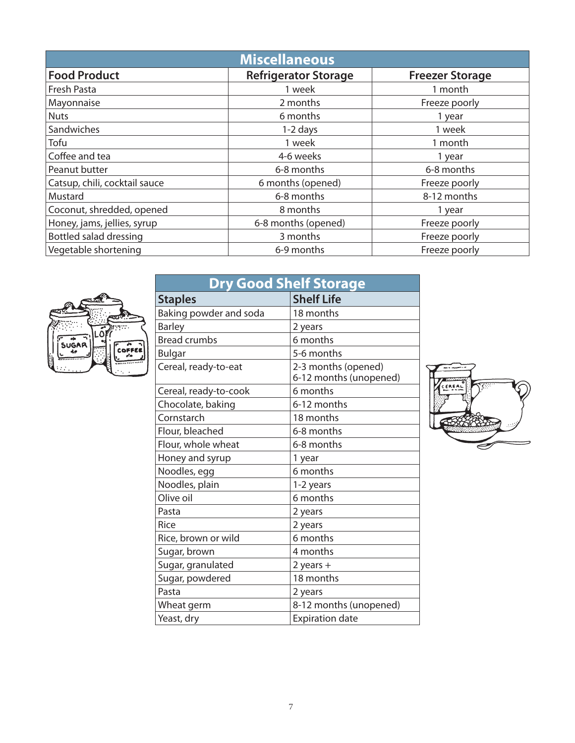| Miscellaneous | | |
|---|---|---|
| **Food Product** | **Refrigerator Storage** | **Freezer Storage** |
| Fresh Pasta | 1 week | 1 month |
| Mayonnaise | 2 months | Freeze poorly |
| Nuts | 6 months | 1 year |
| Sandwiches | 1-2 days | 1 week |
| Tofu | 1 week | 1 month |
| Coffee and tea | 4-6 weeks | 1 year |
| Peanut butter | 6-8 months | 6-8 months |
| Catsup, chili, cocktail sauce | 6 months (opened) | Freeze poorly |
| Mustard | 6-8 months | 8-12 months |
| Coconut, shredded, opened | 8 months | 1 year |
| Honey, jams, jellies, syrup | 6-8 months (opened) | Freeze poorly |
| Bottled salad dressing | 3 months | Freeze poorly |
| Vegetable shortening | 6-9 months | Freeze poorly |

| Dry Good Shelf Storage | |
|---|---|
| **Staples** | **Shelf Life** |
| Baking powder and soda | 18 months |
| Barley | 2 years |
| Bread crumbs | 6 months |
| Bulgar | 5-6 months |
| Cereal, ready-to-eat | 2-3 months (opened) 6-12 months (unopened) |
| Cereal, ready-to-cook | 6 months |
| Chocolate, baking | 6-12 months |
| Cornstarch | 18 months |
| Flour, bleached | 6-8 months |
| Flour, whole wheat | 6-8 months |
| Honey and syrup | 1 year |
| Noodles, egg | 6 months |
| Noodles, plain | 1-2 years |
| Olive oil | 6 months |
| Pasta | 2 years |
| Rice | 2 years |
| Rice, brown or wild | 6 months |
| Sugar, brown | 4 months |
| Sugar, granulated | 2 years + |
| Sugar, powdered | 18 months |
| Pasta | 2 years |
| Wheat germ | 8-12 months (unopened) |
| Yeast, dry | Expiration date |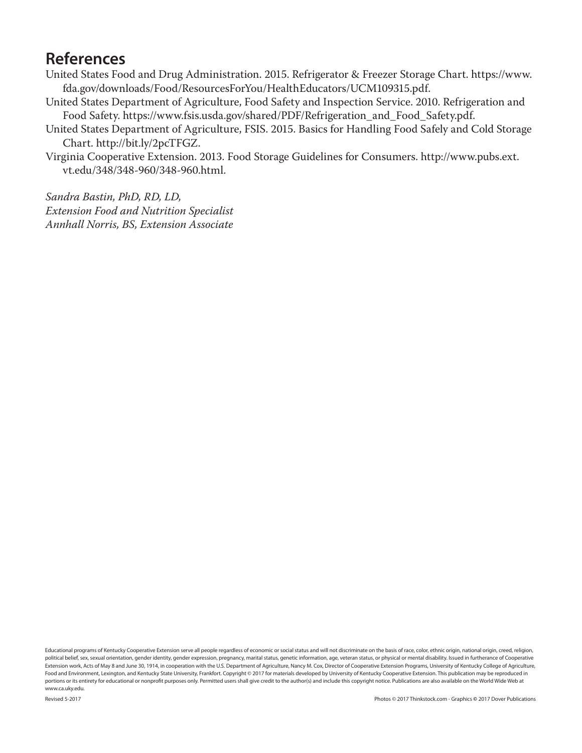## References

United States Food and Drug Administration. 2015. Refrigerator & Freezer Storage Chart. https://www.fda.gov/downloads/Food/ResourcesForYou/HealthEducators/UCM109315.pdf.

United States Department of Agriculture, Food Safety and Inspection Service. 2010. Refrigeration and Food Safety. https://www.fsis.usda.gov/shared/PDF/Refrigeration_and_Food_Safety.pdf.

United States Department of Agriculture, FSIS. 2015. Basics for Handling Food Safely and Cold Storage Chart. http://bit.ly/2pcTFGZ.

Virginia Cooperative Extension. 2013. Food Storage Guidelines for Consumers. http://www.pubs.ext.vt.edu/348/348-960/348-960.html.

*Sandra Bastin, PhD, RD, LD,*
*Extension Food and Nutrition Specialist*
*Annhall Norris, BS, Extension Associate*

Educational programs of Kentucky Cooperative Extension serve all people regardless of economic or social status and will not discriminate on the basis of race, color, ethnic origin, national origin, creed, religion, political belief, sex, sexual orientation, gender identity, gender expression, pregnancy, marital status, genetic information, age, veteran status, or physical or mental disability. Issued in furtherance of Cooperative Extension work, Acts of May 8 and June 30, 1914, in cooperation with the U.S. Department of Agriculture, Nancy M. Cox, Director of Cooperative Extension Programs, University of Kentucky College of Agriculture, Food and Environment, Lexington, and Kentucky State University, Frankfort. Copyright © 2017 for materials developed by University of Kentucky Cooperative Extension. This publication may be reproduced in portions or its entirety for educational or nonprofit purposes only. Permitted users shall give credit to the author(s) and include this copyright notice. Publications are also available on the World Wide Web at www.ca.uky.edu.

Revised 5-2017

Photos © 2017 Thinkstock.com - Graphics © 2017 Dover Publications